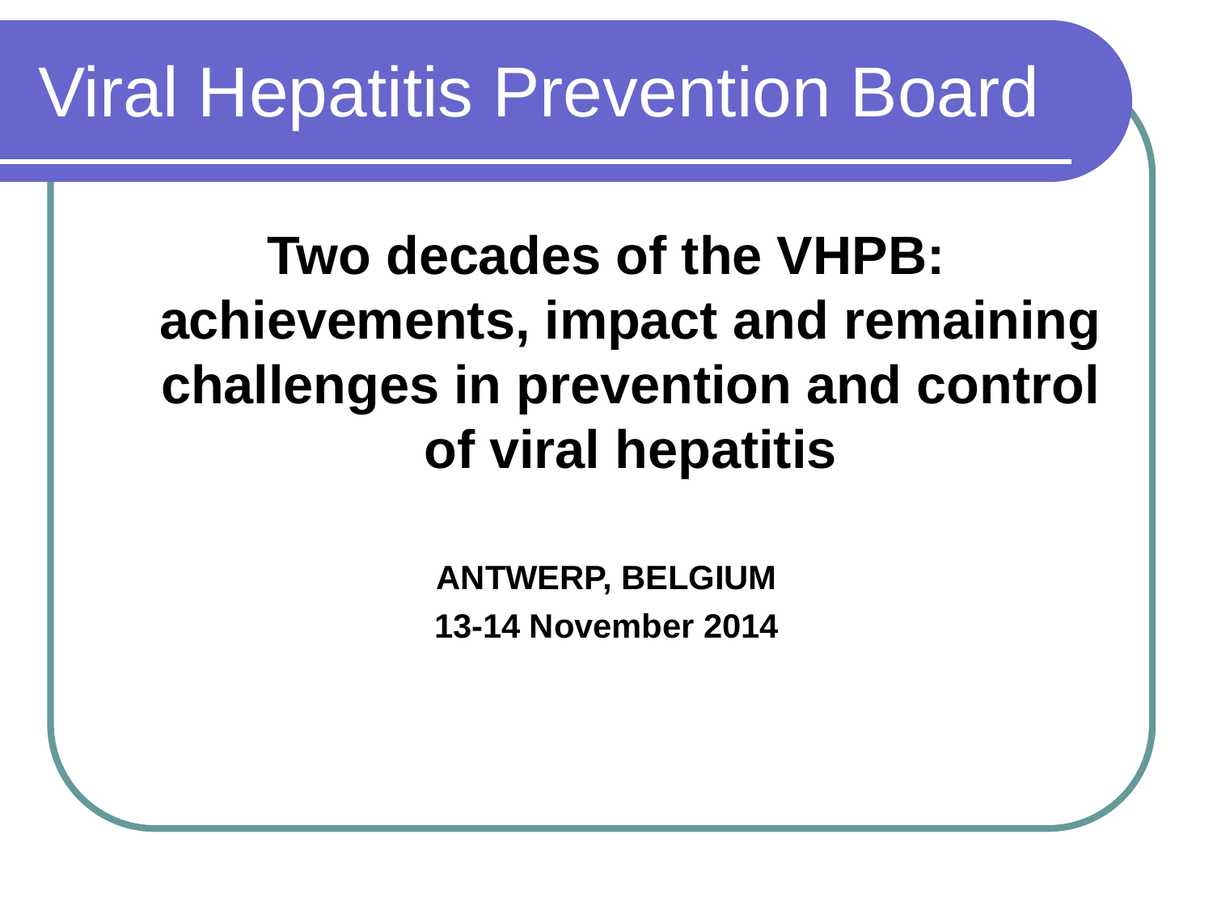# Viral Hepatitis Prevention Board

## Two decades of the VHPB: achievements, impact and remaining challenges in prevention and control of viral hepatitis

**ANTWERP, BELGIUM**

**13-14 November 2014**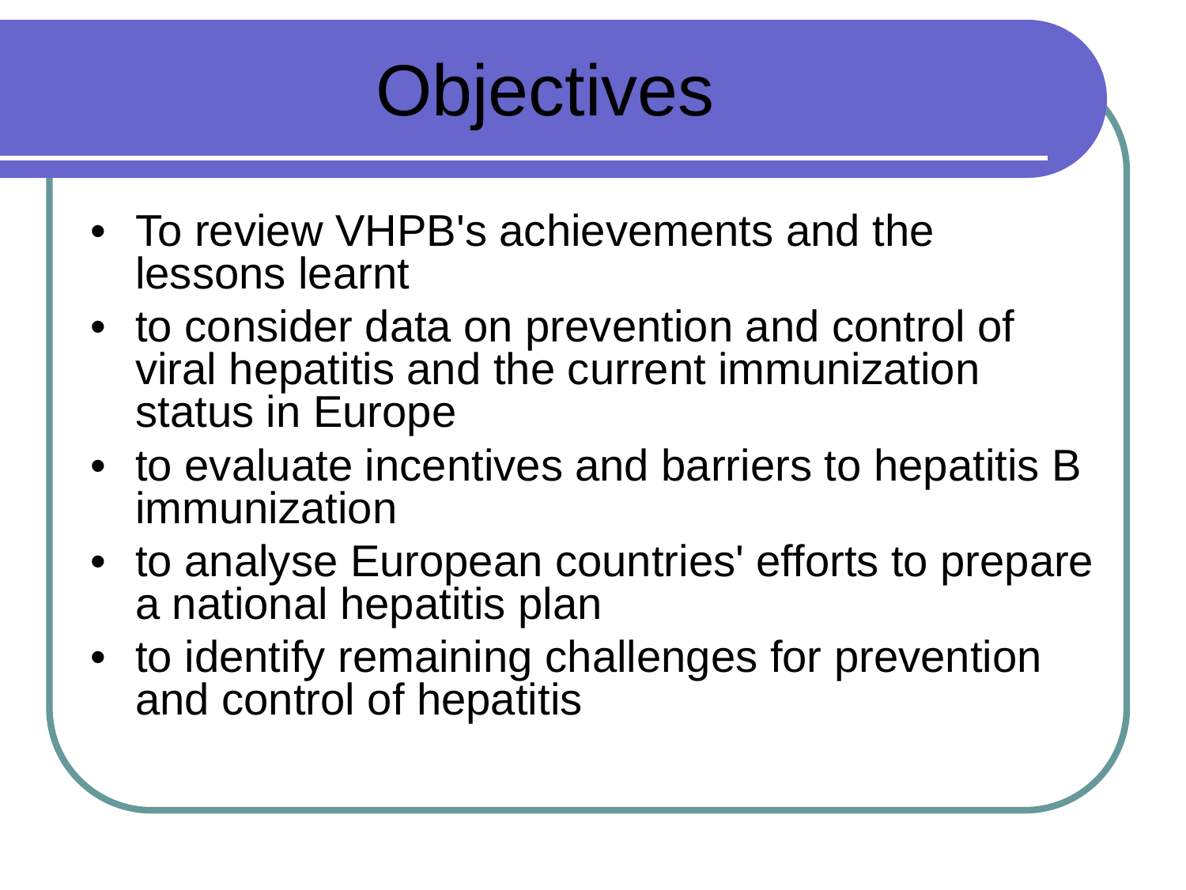# Objectives

- To review VHPB's achievements and the lessons learnt
- to consider data on prevention and control of viral hepatitis and the current immunization status in Europe
- to evaluate incentives and barriers to hepatitis B immunization
- to analyse European countries' efforts to prepare a national hepatitis plan
- to identify remaining challenges for prevention and control of hepatitis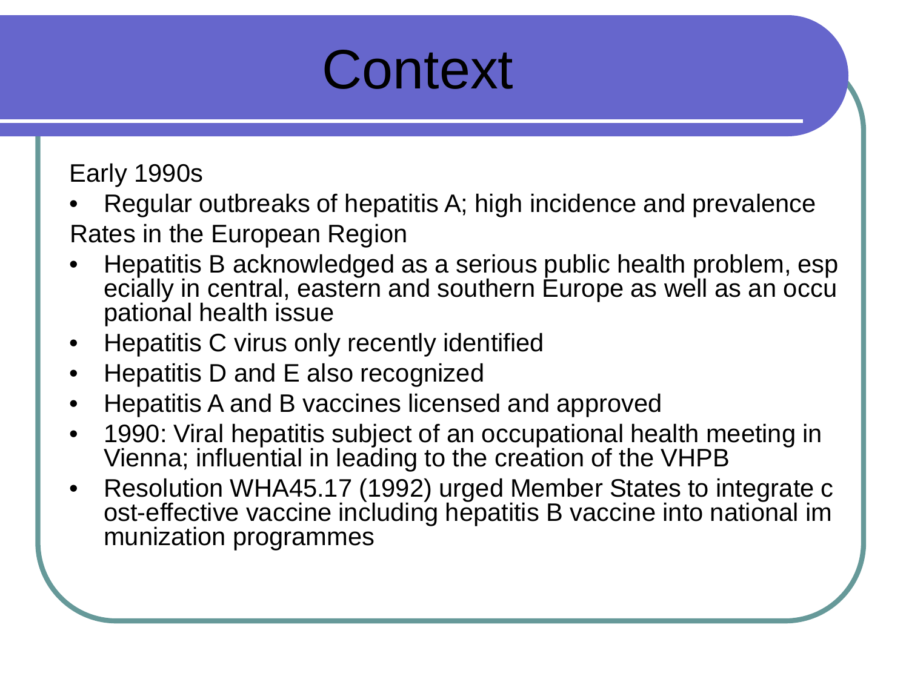# Context

Early 1990s

- Regular outbreaks of hepatitis A; high incidence and prevalence

Rates in the European Region

- Hepatitis B acknowledged as a serious public health problem, especially in central, eastern and southern Europe as well as an occupational health issue
- Hepatitis C virus only recently identified
- Hepatitis D and E also recognized
- Hepatitis A and B vaccines licensed and approved
- 1990: Viral hepatitis subject of an occupational health meeting in Vienna; influential in leading to the creation of the VHPB
- Resolution WHA45.17 (1992) urged Member States to integrate cost-effective vaccine including hepatitis B vaccine into national immunization programmes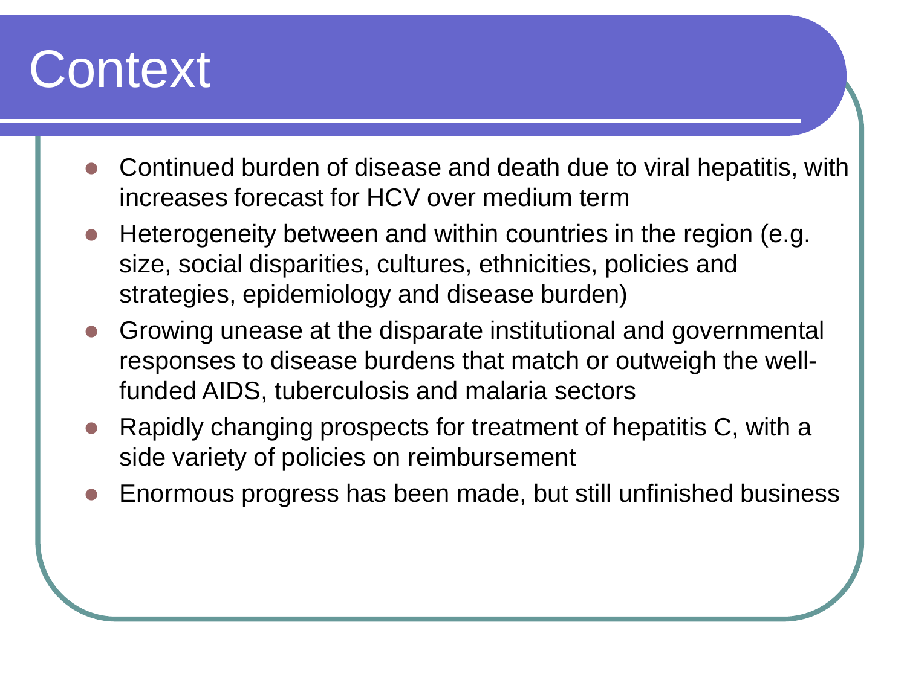# Context

- Continued burden of disease and death due to viral hepatitis, with increases forecast for HCV over medium term
- Heterogeneity between and within countries in the region (e.g. size, social disparities, cultures, ethnicities, policies and strategies, epidemiology and disease burden)
- Growing unease at the disparate institutional and governmental responses to disease burdens that match or outweigh the well-funded AIDS, tuberculosis and malaria sectors
- Rapidly changing prospects for treatment of hepatitis C, with a side variety of policies on reimbursement
- Enormous progress has been made, but still unfinished business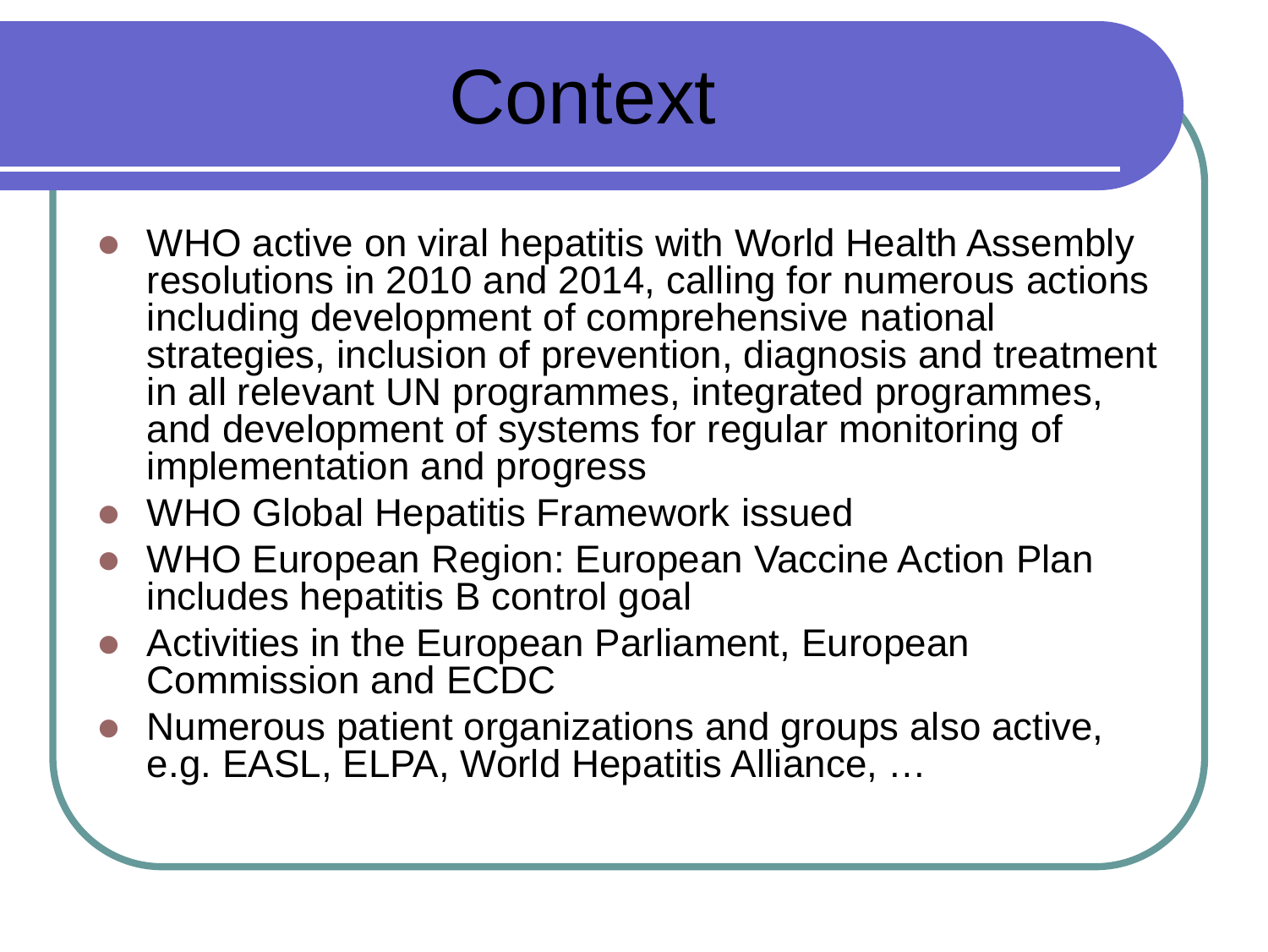# Context

- WHO active on viral hepatitis with World Health Assembly resolutions in 2010 and 2014, calling for numerous actions including development of comprehensive national strategies, inclusion of prevention, diagnosis and treatment in all relevant UN programmes, integrated programmes, and development of systems for regular monitoring of implementation and progress
- WHO Global Hepatitis Framework issued
- WHO European Region: European Vaccine Action Plan includes hepatitis B control goal
- Activities in the European Parliament, European Commission and ECDC
- Numerous patient organizations and groups also active, e.g. EASL, ELPA, World Hepatitis Alliance, …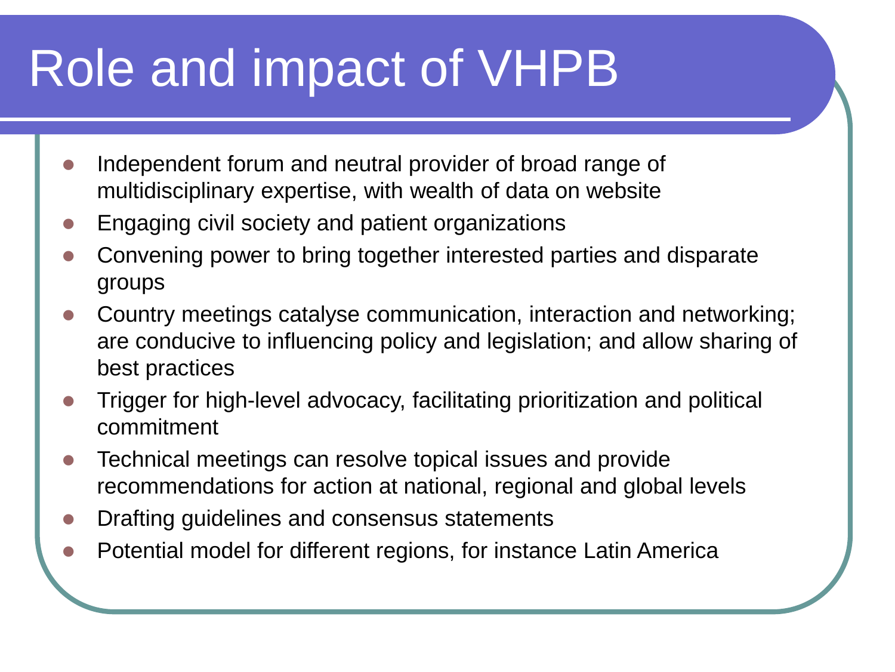# Role and impact of VHPB

- Independent forum and neutral provider of broad range of multidisciplinary expertise, with wealth of data on website
- Engaging civil society and patient organizations
- Convening power to bring together interested parties and disparate groups
- Country meetings catalyse communication, interaction and networking; are conducive to influencing policy and legislation; and allow sharing of best practices
- Trigger for high-level advocacy, facilitating prioritization and political commitment
- Technical meetings can resolve topical issues and provide recommendations for action at national, regional and global levels
- Drafting guidelines and consensus statements
- Potential model for different regions, for instance Latin America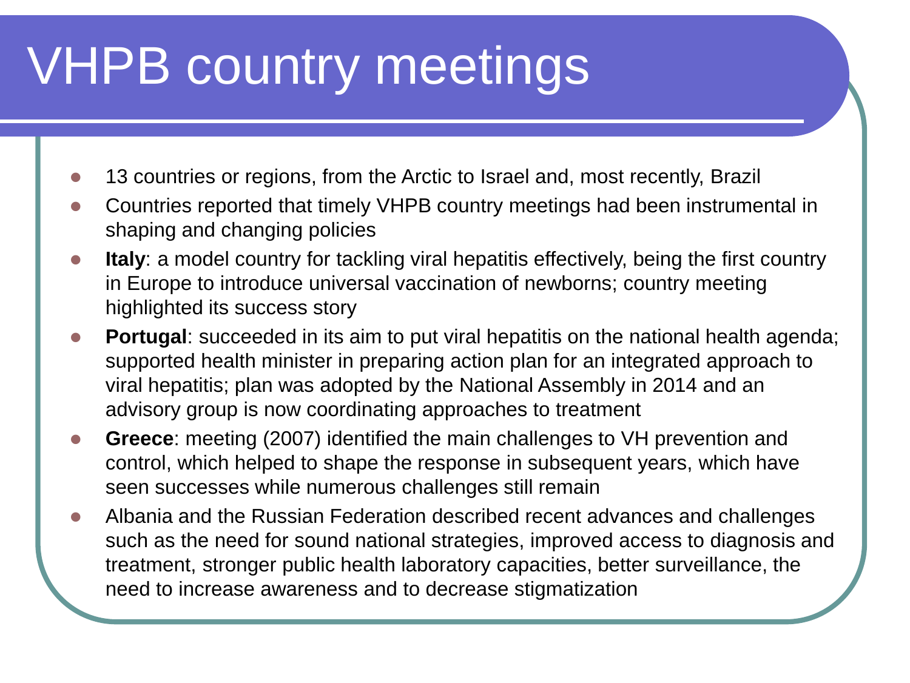# VHPB country meetings

- 13 countries or regions, from the Arctic to Israel and, most recently, Brazil
- Countries reported that timely VHPB country meetings had been instrumental in shaping and changing policies
- **Italy**: a model country for tackling viral hepatitis effectively, being the first country in Europe to introduce universal vaccination of newborns; country meeting highlighted its success story
- **Portugal**: succeeded in its aim to put viral hepatitis on the national health agenda; supported health minister in preparing action plan for an integrated approach to viral hepatitis; plan was adopted by the National Assembly in 2014 and an advisory group is now coordinating approaches to treatment
- **Greece**: meeting (2007) identified the main challenges to VH prevention and control, which helped to shape the response in subsequent years, which have seen successes while numerous challenges still remain
- Albania and the Russian Federation described recent advances and challenges such as the need for sound national strategies, improved access to diagnosis and treatment, stronger public health laboratory capacities, better surveillance, the need to increase awareness and to decrease stigmatization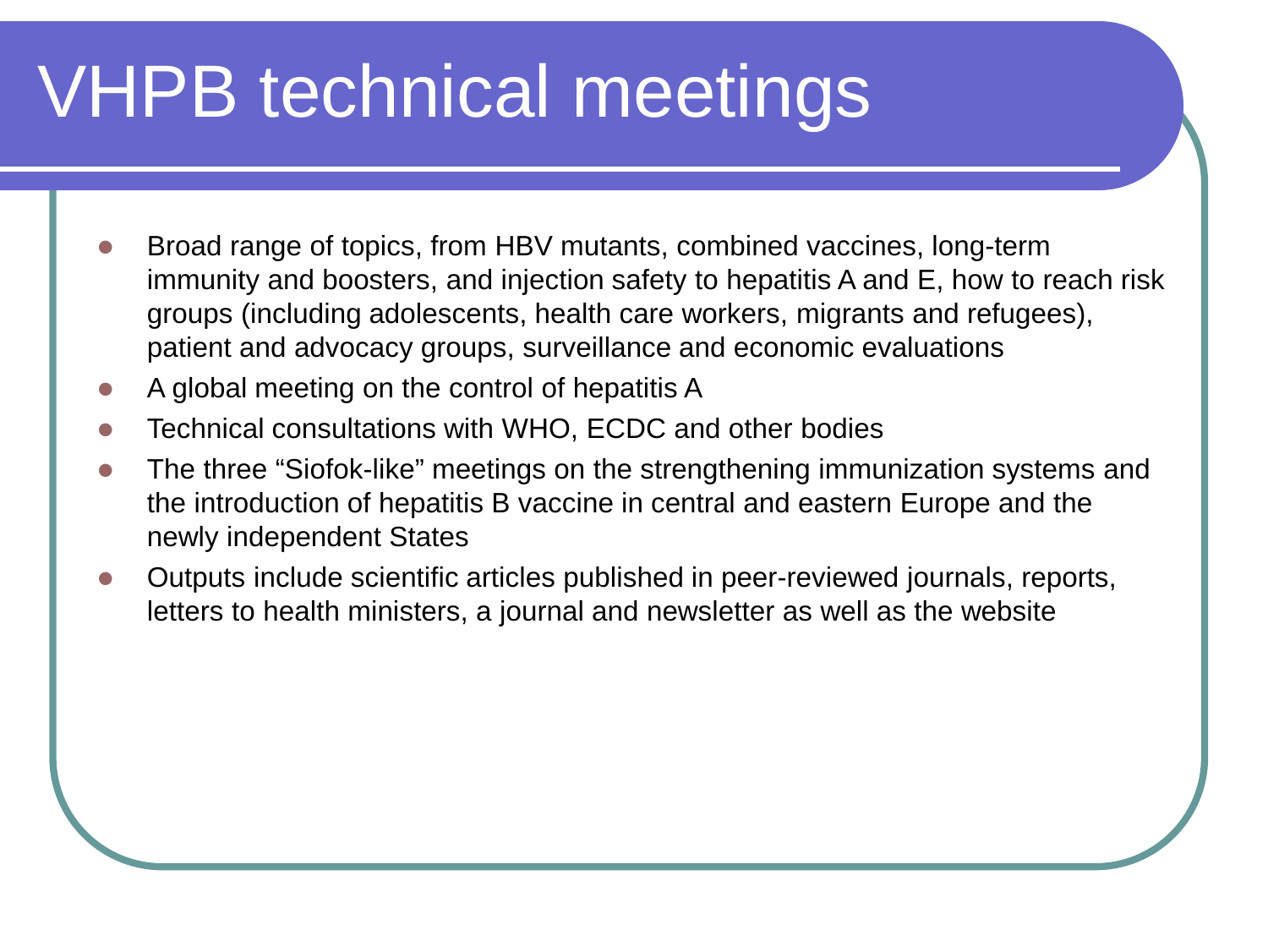# VHPB technical meetings

- Broad range of topics, from HBV mutants, combined vaccines, long-term immunity and boosters, and injection safety to hepatitis A and E, how to reach risk groups (including adolescents, health care workers, migrants and refugees), patient and advocacy groups, surveillance and economic evaluations
- A global meeting on the control of hepatitis A
- Technical consultations with WHO, ECDC and other bodies
- The three "Siofok-like" meetings on the strengthening immunization systems and the introduction of hepatitis B vaccine in central and eastern Europe and the newly independent States
- Outputs include scientific articles published in peer-reviewed journals, reports, letters to health ministers, a journal and newsletter as well as the website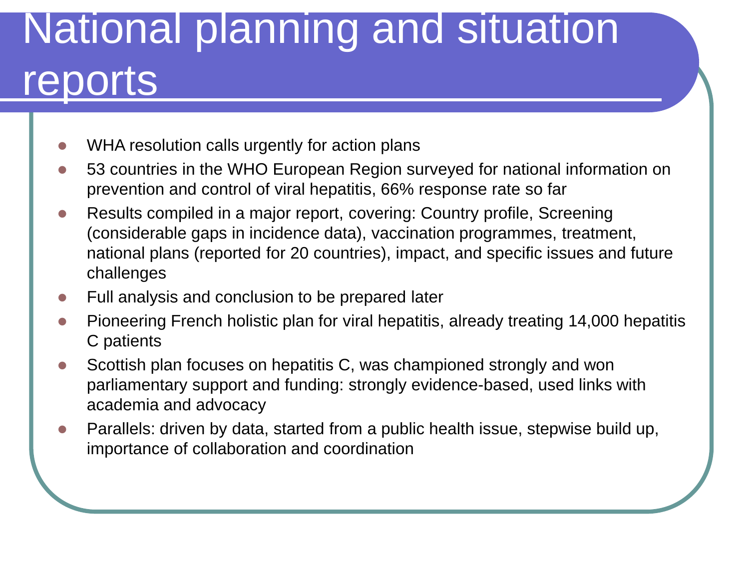# National planning and situation reports

- WHA resolution calls urgently for action plans
- 53 countries in the WHO European Region surveyed for national information on prevention and control of viral hepatitis, 66% response rate so far
- Results compiled in a major report, covering: Country profile, Screening (considerable gaps in incidence data), vaccination programmes, treatment, national plans (reported for 20 countries), impact, and specific issues and future challenges
- Full analysis and conclusion to be prepared later
- Pioneering French holistic plan for viral hepatitis, already treating 14,000 hepatitis C patients
- Scottish plan focuses on hepatitis C, was championed strongly and won parliamentary support and funding: strongly evidence-based, used links with academia and advocacy
- Parallels: driven by data, started from a public health issue, stepwise build up, importance of collaboration and coordination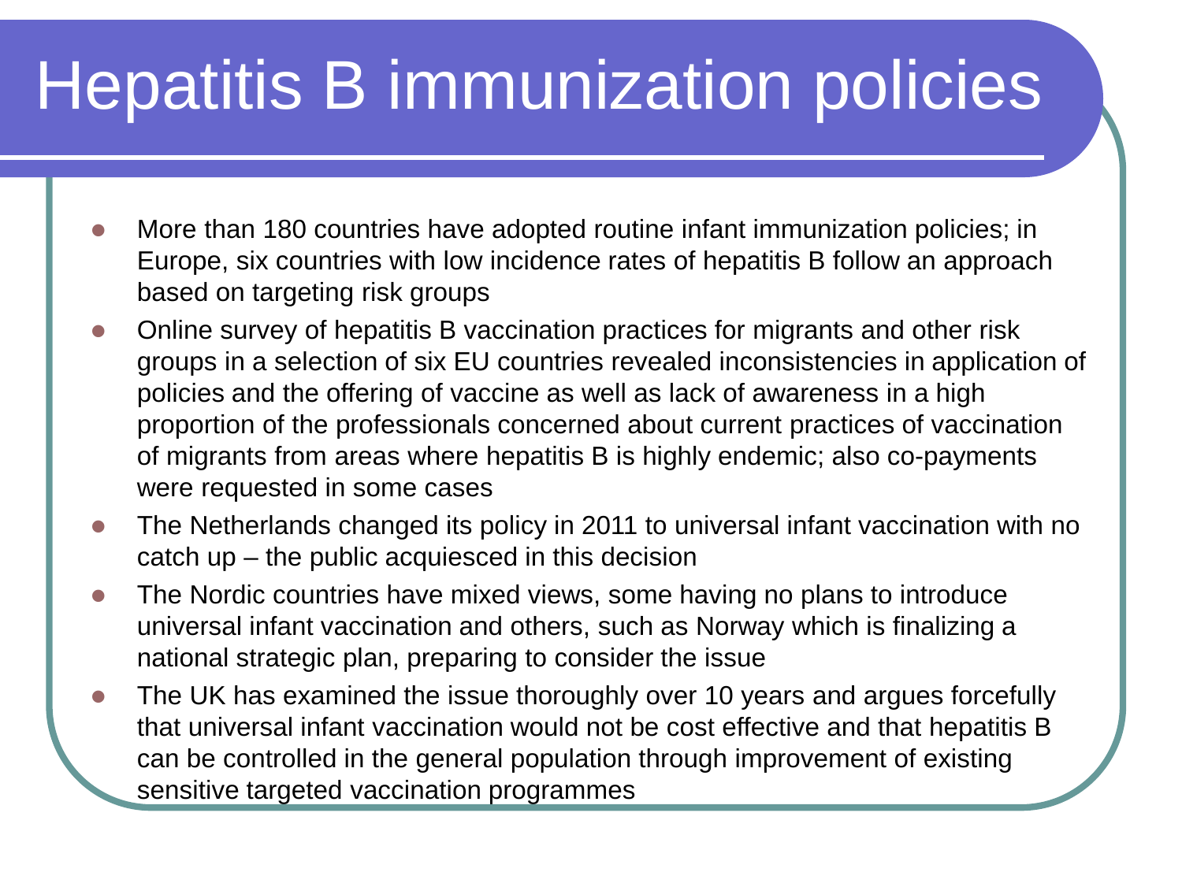# Hepatitis B immunization policies

- More than 180 countries have adopted routine infant immunization policies; in Europe, six countries with low incidence rates of hepatitis B follow an approach based on targeting risk groups
- Online survey of hepatitis B vaccination practices for migrants and other risk groups in a selection of six EU countries revealed inconsistencies in application of policies and the offering of vaccine as well as lack of awareness in a high proportion of the professionals concerned about current practices of vaccination of migrants from areas where hepatitis B is highly endemic; also co-payments were requested in some cases
- The Netherlands changed its policy in 2011 to universal infant vaccination with no catch up – the public acquiesced in this decision
- The Nordic countries have mixed views, some having no plans to introduce universal infant vaccination and others, such as Norway which is finalizing a national strategic plan, preparing to consider the issue
- The UK has examined the issue thoroughly over 10 years and argues forcefully that universal infant vaccination would not be cost effective and that hepatitis B can be controlled in the general population through improvement of existing sensitive targeted vaccination programmes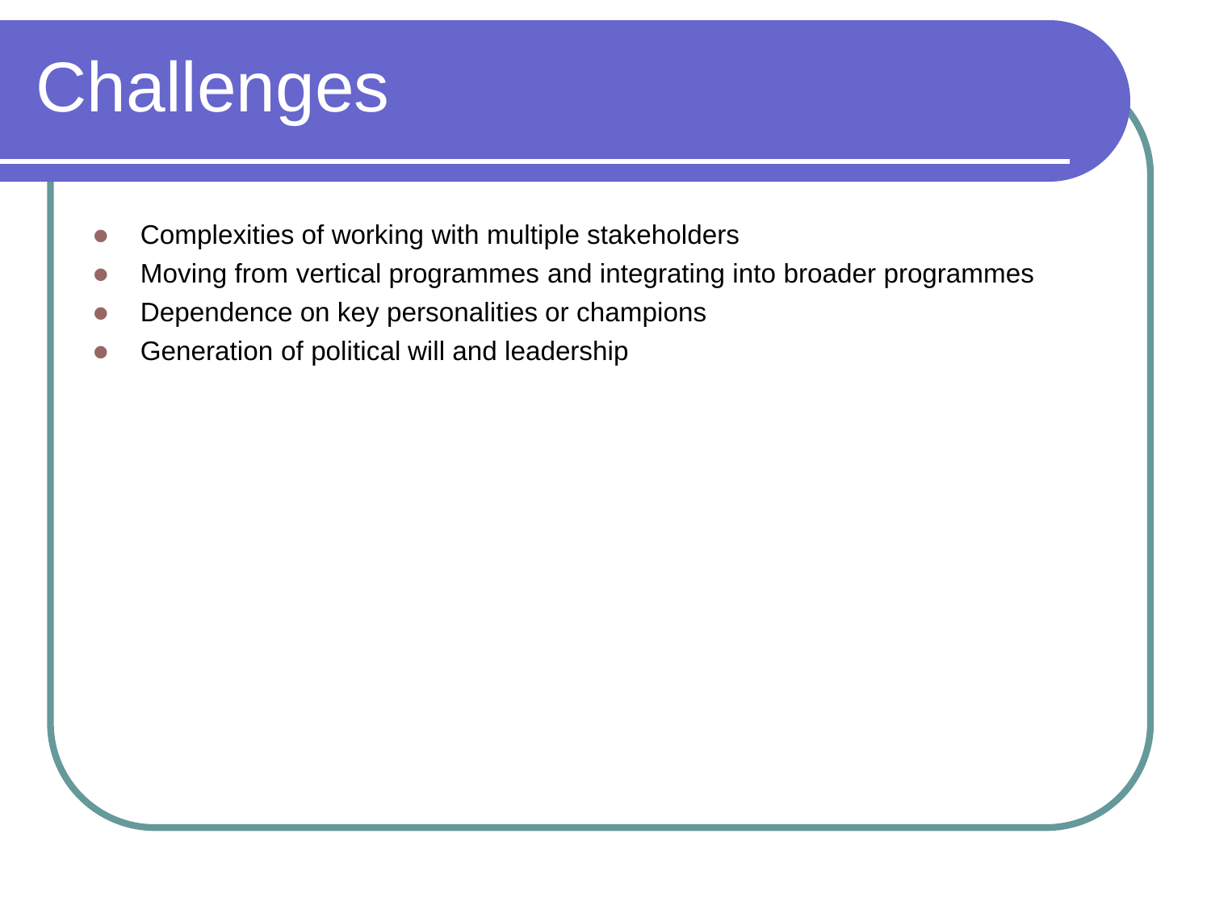# Challenges

- Complexities of working with multiple stakeholders
- Moving from vertical programmes and integrating into broader programmes
- Dependence on key personalities or champions
- Generation of political will and leadership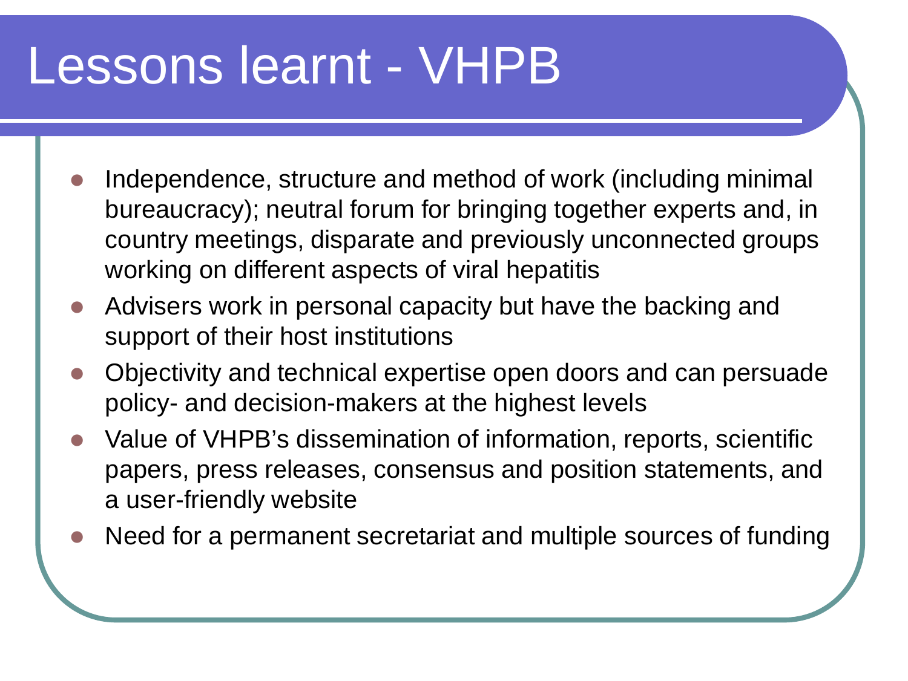# Lessons learnt - VHPB

- Independence, structure and method of work (including minimal bureaucracy); neutral forum for bringing together experts and, in country meetings, disparate and previously unconnected groups working on different aspects of viral hepatitis
- Advisers work in personal capacity but have the backing and support of their host institutions
- Objectivity and technical expertise open doors and can persuade policy- and decision-makers at the highest levels
- Value of VHPB's dissemination of information, reports, scientific papers, press releases, consensus and position statements, and a user-friendly website
- Need for a permanent secretariat and multiple sources of funding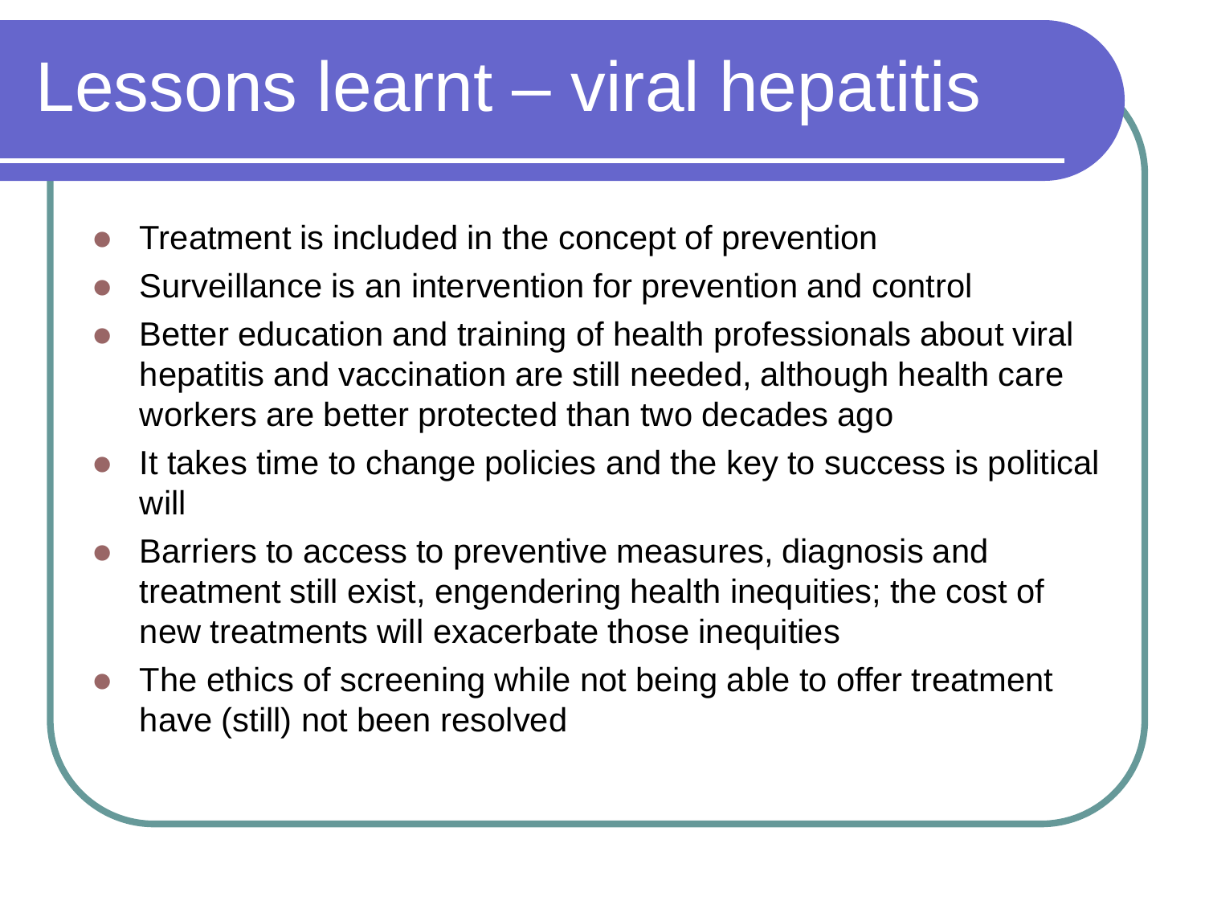# Lessons learnt – viral hepatitis

- Treatment is included in the concept of prevention
- Surveillance is an intervention for prevention and control
- Better education and training of health professionals about viral hepatitis and vaccination are still needed, although health care workers are better protected than two decades ago
- It takes time to change policies and the key to success is political will
- Barriers to access to preventive measures, diagnosis and treatment still exist, engendering health inequities; the cost of new treatments will exacerbate those inequities
- The ethics of screening while not being able to offer treatment have (still) not been resolved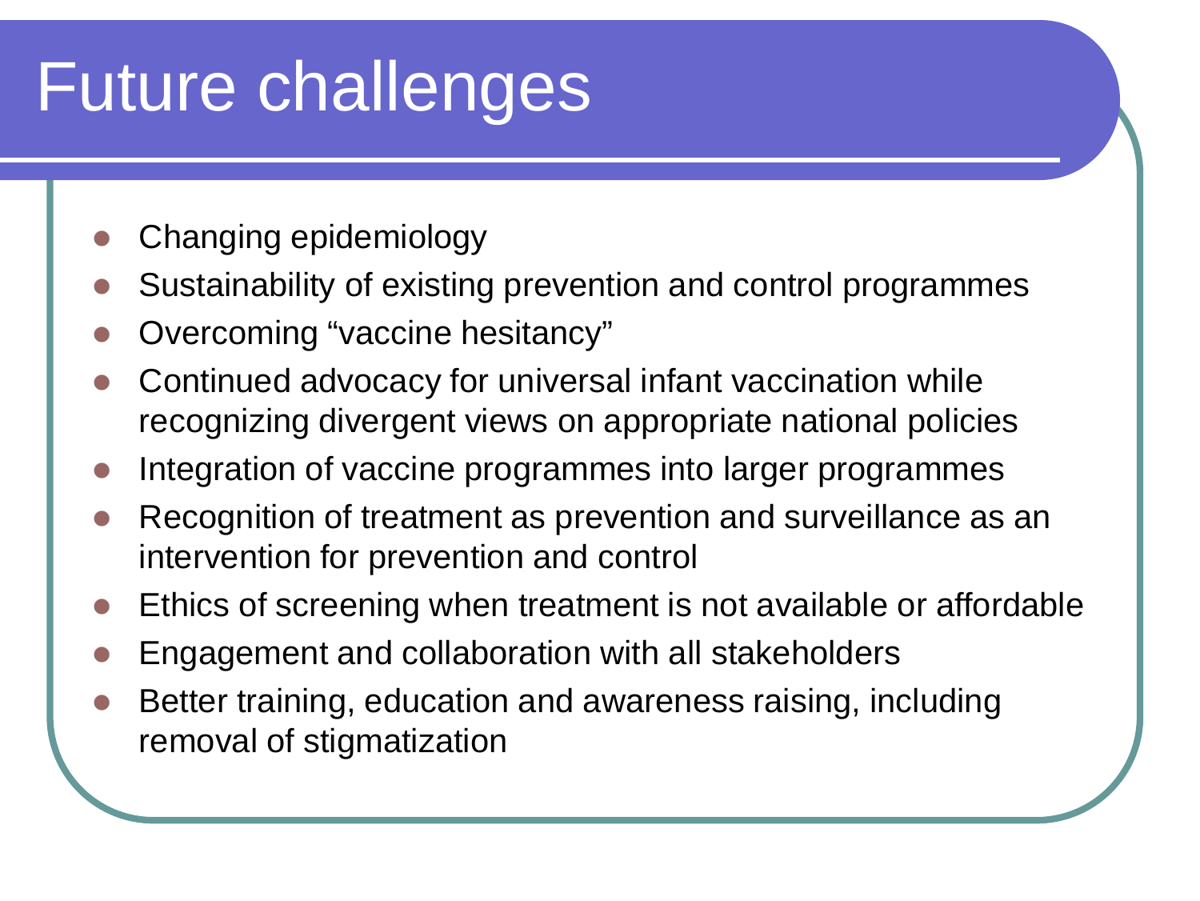# Future challenges

- Changing epidemiology
- Sustainability of existing prevention and control programmes
- Overcoming “vaccine hesitancy”
- Continued advocacy for universal infant vaccination while recognizing divergent views on appropriate national policies
- Integration of vaccine programmes into larger programmes
- Recognition of treatment as prevention and surveillance as an intervention for prevention and control
- Ethics of screening when treatment is not available or affordable
- Engagement and collaboration with all stakeholders
- Better training, education and awareness raising, including removal of stigmatization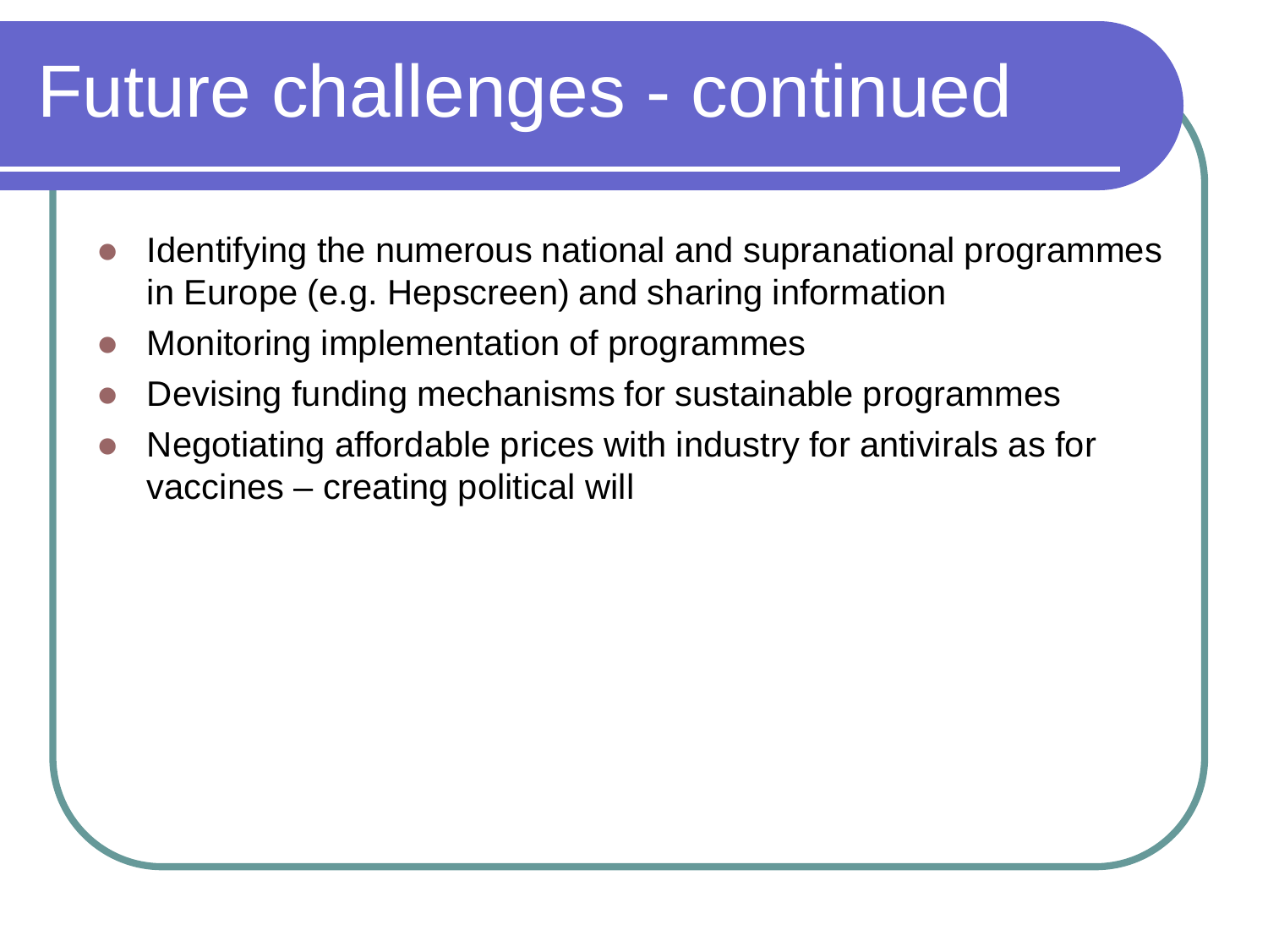# Future challenges - continued

- Identifying the numerous national and supranational programmes in Europe (e.g. Hepscreen) and sharing information
- Monitoring implementation of programmes
- Devising funding mechanisms for sustainable programmes
- Negotiating affordable prices with industry for antivirals as for vaccines – creating political will